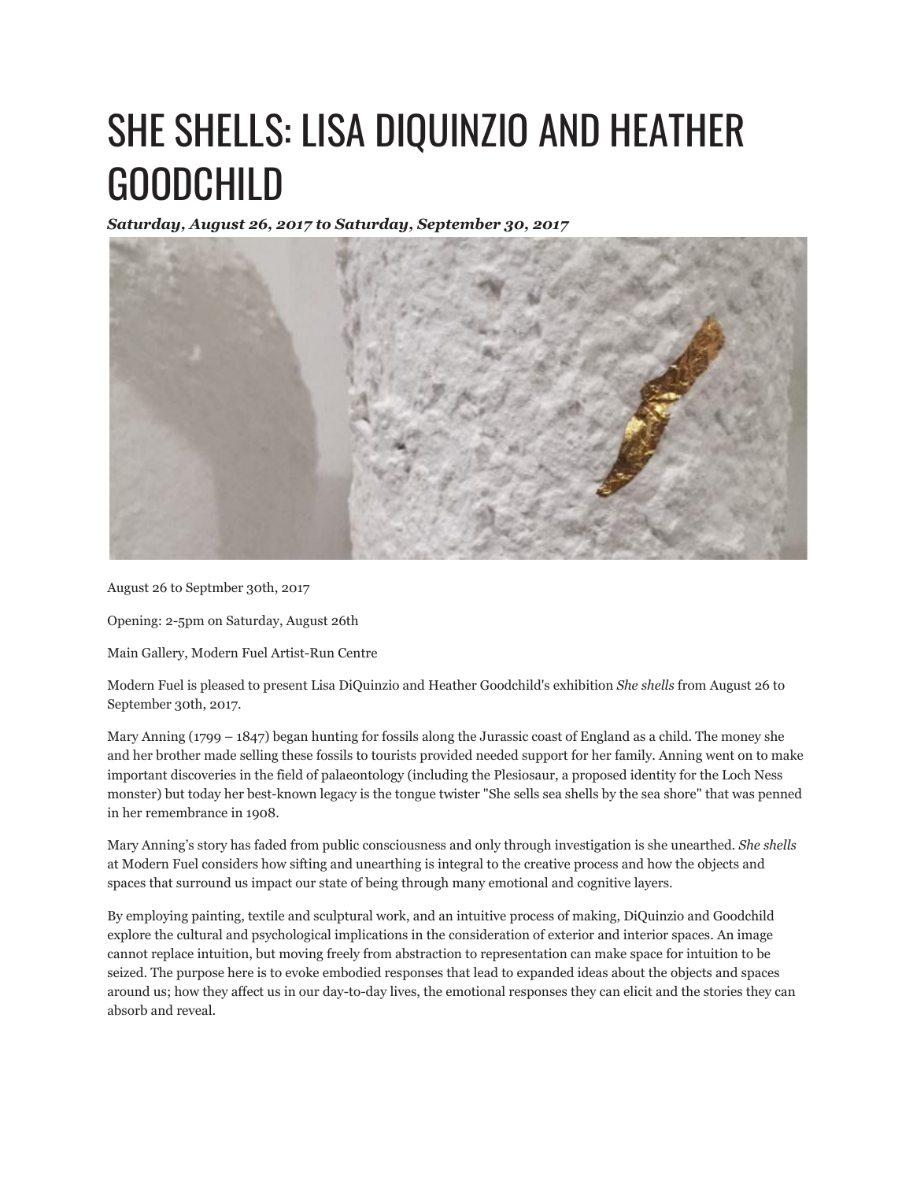# SHE SHELLS: LISA DIQUINZIO AND HEATHER GOODCHILD

***Saturday, August 26, 2017 to Saturday, September 30, 2017***

August 26 to Septmber 30th, 2017

Opening: 2-5pm on Saturday, August 26th

Main Gallery, Modern Fuel Artist-Run Centre

Modern Fuel is pleased to present Lisa DiQuinzio and Heather Goodchild's exhibition *She shells* from August 26 to September 30th, 2017.

Mary Anning (1799 – 1847) began hunting for fossils along the Jurassic coast of England as a child. The money she and her brother made selling these fossils to tourists provided needed support for her family. Anning went on to make important discoveries in the field of palaeontology (including the Plesiosaur, a proposed identity for the Loch Ness monster) but today her best-known legacy is the tongue twister "She sells sea shells by the sea shore" that was penned in her remembrance in 1908.

Mary Anning's story has faded from public consciousness and only through investigation is she unearthed. *She shells* at Modern Fuel considers how sifting and unearthing is integral to the creative process and how the objects and spaces that surround us impact our state of being through many emotional and cognitive layers.

By employing painting, textile and sculptural work, and an intuitive process of making, DiQuinzio and Goodchild explore the cultural and psychological implications in the consideration of exterior and interior spaces. An image cannot replace intuition, but moving freely from abstraction to representation can make space for intuition to be seized. The purpose here is to evoke embodied responses that lead to expanded ideas about the objects and spaces around us; how they affect us in our day-to-day lives, the emotional responses they can elicit and the stories they can absorb and reveal.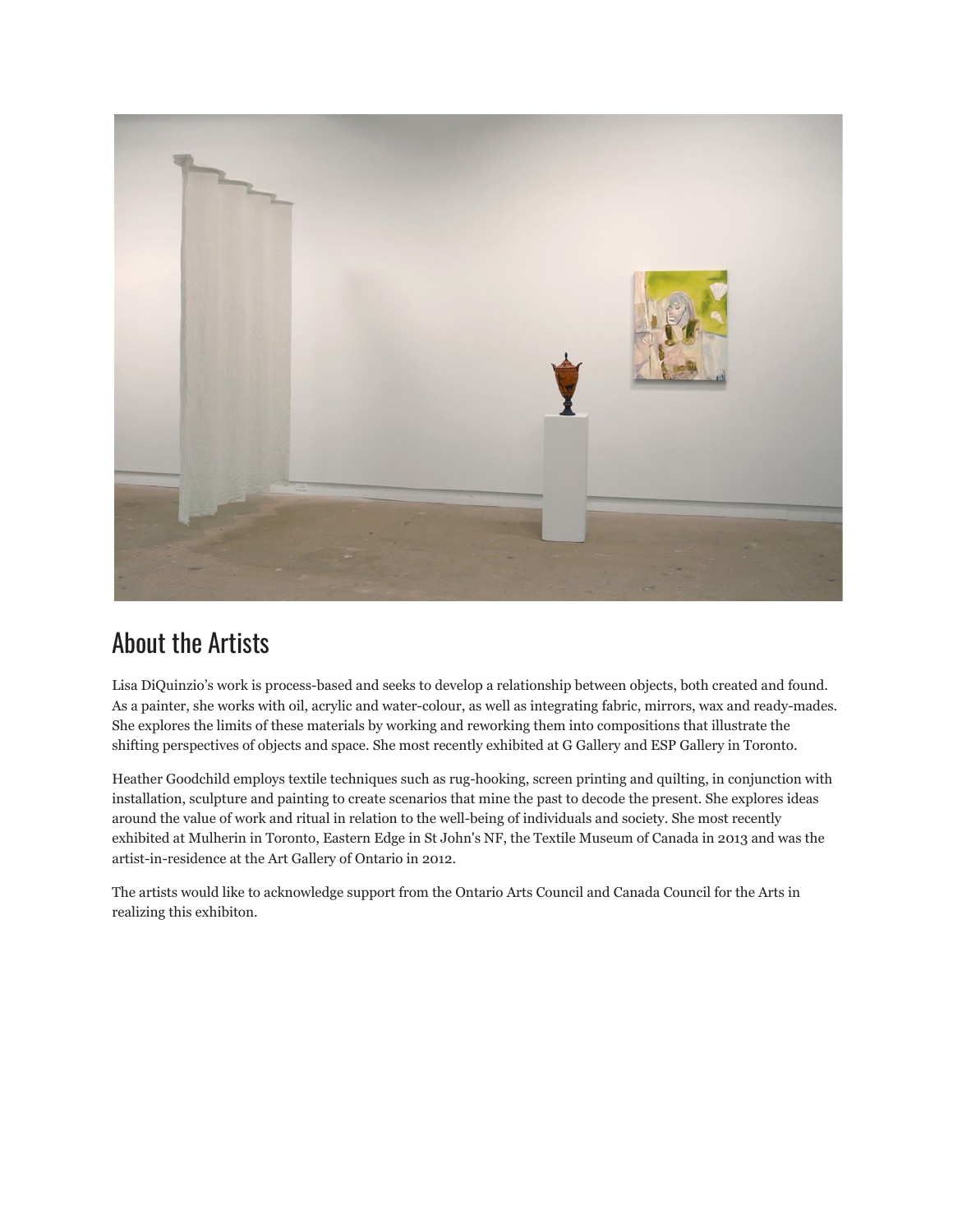## About the Artists

Lisa DiQuinzio's work is process-based and seeks to develop a relationship between objects, both created and found. As a painter, she works with oil, acrylic and water-colour, as well as integrating fabric, mirrors, wax and ready-mades. She explores the limits of these materials by working and reworking them into compositions that illustrate the shifting perspectives of objects and space. She most recently exhibited at G Gallery and ESP Gallery in Toronto.

Heather Goodchild employs textile techniques such as rug-hooking, screen printing and quilting, in conjunction with installation, sculpture and painting to create scenarios that mine the past to decode the present. She explores ideas around the value of work and ritual in relation to the well-being of individuals and society. She most recently exhibited at Mulherin in Toronto, Eastern Edge in St John's NF, the Textile Museum of Canada in 2013 and was the artist-in-residence at the Art Gallery of Ontario in 2012.

The artists would like to acknowledge support from the Ontario Arts Council and Canada Council for the Arts in realizing this exhibiton.